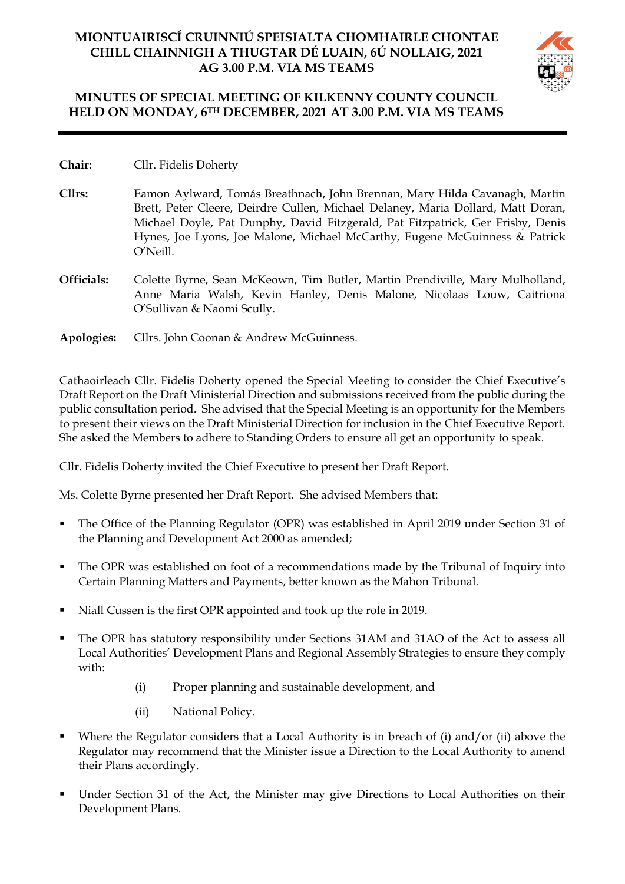# MIONTUAIRISCÍ CRUINNIÚ SPEISIALTA CHOMHAIRLE CHONTAE CHILL CHAINNIGH A THUGTAR DÉ LUAIN, 6Ú NOLLAIG, 2021 AG 3.00 P.M. VIA MS TEAMS

# MINUTES OF SPECIAL MEETING OF KILKENNY COUNTY COUNCIL HELD ON MONDAY, 6TH DECEMBER, 2021 AT 3.00 P.M. VIA MS TEAMS

**Chair:** Cllr. Fidelis Doherty

**Cllrs:** Eamon Aylward, Tomás Breathnach, John Brennan, Mary Hilda Cavanagh, Martin Brett, Peter Cleere, Deirdre Cullen, Michael Delaney, Maria Dollard, Matt Doran, Michael Doyle, Pat Dunphy, David Fitzgerald, Pat Fitzpatrick, Ger Frisby, Denis Hynes, Joe Lyons, Joe Malone, Michael McCarthy, Eugene McGuinness & Patrick O'Neill.

**Officials:** Colette Byrne, Sean McKeown, Tim Butler, Martin Prendiville, Mary Mulholland, Anne Maria Walsh, Kevin Hanley, Denis Malone, Nicolaas Louw, Caitriona O'Sullivan & Naomi Scully.

**Apologies:** Cllrs. John Coonan & Andrew McGuinness.

Cathaoirleach Cllr. Fidelis Doherty opened the Special Meeting to consider the Chief Executive's Draft Report on the Draft Ministerial Direction and submissions received from the public during the public consultation period. She advised that the Special Meeting is an opportunity for the Members to present their views on the Draft Ministerial Direction for inclusion in the Chief Executive Report. She asked the Members to adhere to Standing Orders to ensure all get an opportunity to speak.

Cllr. Fidelis Doherty invited the Chief Executive to present her Draft Report.

Ms. Colette Byrne presented her Draft Report. She advised Members that:

- The Office of the Planning Regulator (OPR) was established in April 2019 under Section 31 of the Planning and Development Act 2000 as amended;
- The OPR was established on foot of a recommendations made by the Tribunal of Inquiry into Certain Planning Matters and Payments, better known as the Mahon Tribunal.
- Niall Cussen is the first OPR appointed and took up the role in 2019.
- The OPR has statutory responsibility under Sections 31AM and 31AO of the Act to assess all Local Authorities' Development Plans and Regional Assembly Strategies to ensure they comply with:
    - (i) Proper planning and sustainable development, and
    - (ii) National Policy.
- Where the Regulator considers that a Local Authority is in breach of (i) and/or (ii) above the Regulator may recommend that the Minister issue a Direction to the Local Authority to amend their Plans accordingly.
- Under Section 31 of the Act, the Minister may give Directions to Local Authorities on their Development Plans.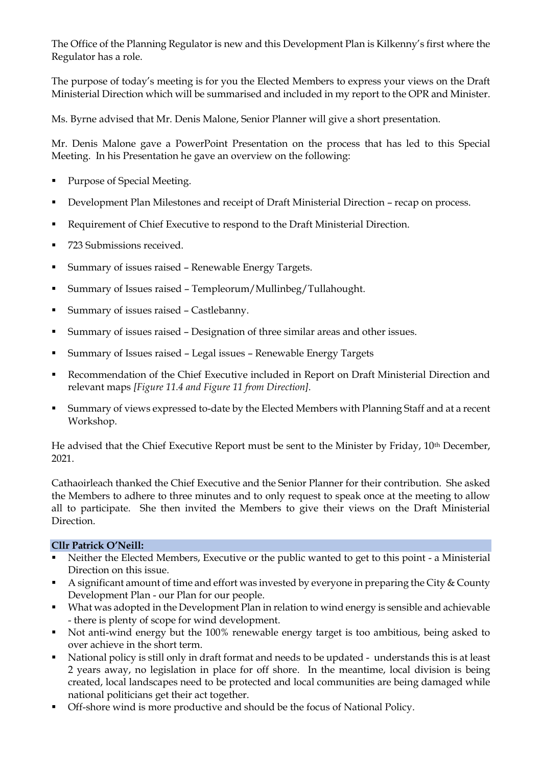The Office of the Planning Regulator is new and this Development Plan is Kilkenny's first where the Regulator has a role.

The purpose of today's meeting is for you the Elected Members to express your views on the Draft Ministerial Direction which will be summarised and included in my report to the OPR and Minister.

Ms. Byrne advised that Mr. Denis Malone, Senior Planner will give a short presentation.

Mr. Denis Malone gave a PowerPoint Presentation on the process that has led to this Special Meeting. In his Presentation he gave an overview on the following:

- Purpose of Special Meeting.
- Development Plan Milestones and receipt of Draft Ministerial Direction – recap on process.
- Requirement of Chief Executive to respond to the Draft Ministerial Direction.
- 723 Submissions received.
- Summary of issues raised – Renewable Energy Targets.
- Summary of Issues raised – Templeorum/Mullinbeg/Tullahought.
- Summary of issues raised – Castlebanny.
- Summary of issues raised – Designation of three similar areas and other issues.
- Summary of Issues raised – Legal issues – Renewable Energy Targets
- Recommendation of the Chief Executive included in Report on Draft Ministerial Direction and relevant maps *[Figure 11.4 and Figure 11 from Direction].*
- Summary of views expressed to-date by the Elected Members with Planning Staff and at a recent Workshop.

He advised that the Chief Executive Report must be sent to the Minister by Friday, 10th December, 2021.

Cathaoirleach thanked the Chief Executive and the Senior Planner for their contribution. She asked the Members to adhere to three minutes and to only request to speak once at the meeting to allow all to participate. She then invited the Members to give their views on the Draft Ministerial Direction.

**Cllr Patrick O'Neill:**

- Neither the Elected Members, Executive or the public wanted to get to this point - a Ministerial Direction on this issue.
- A significant amount of time and effort was invested by everyone in preparing the City & County Development Plan - our Plan for our people.
- What was adopted in the Development Plan in relation to wind energy is sensible and achievable - there is plenty of scope for wind development.
- Not anti-wind energy but the 100% renewable energy target is too ambitious, being asked to over achieve in the short term.
- National policy is still only in draft format and needs to be updated - understands this is at least 2 years away, no legislation in place for off shore. In the meantime, local division is being created, local landscapes need to be protected and local communities are being damaged while national politicians get their act together.
- Off-shore wind is more productive and should be the focus of National Policy.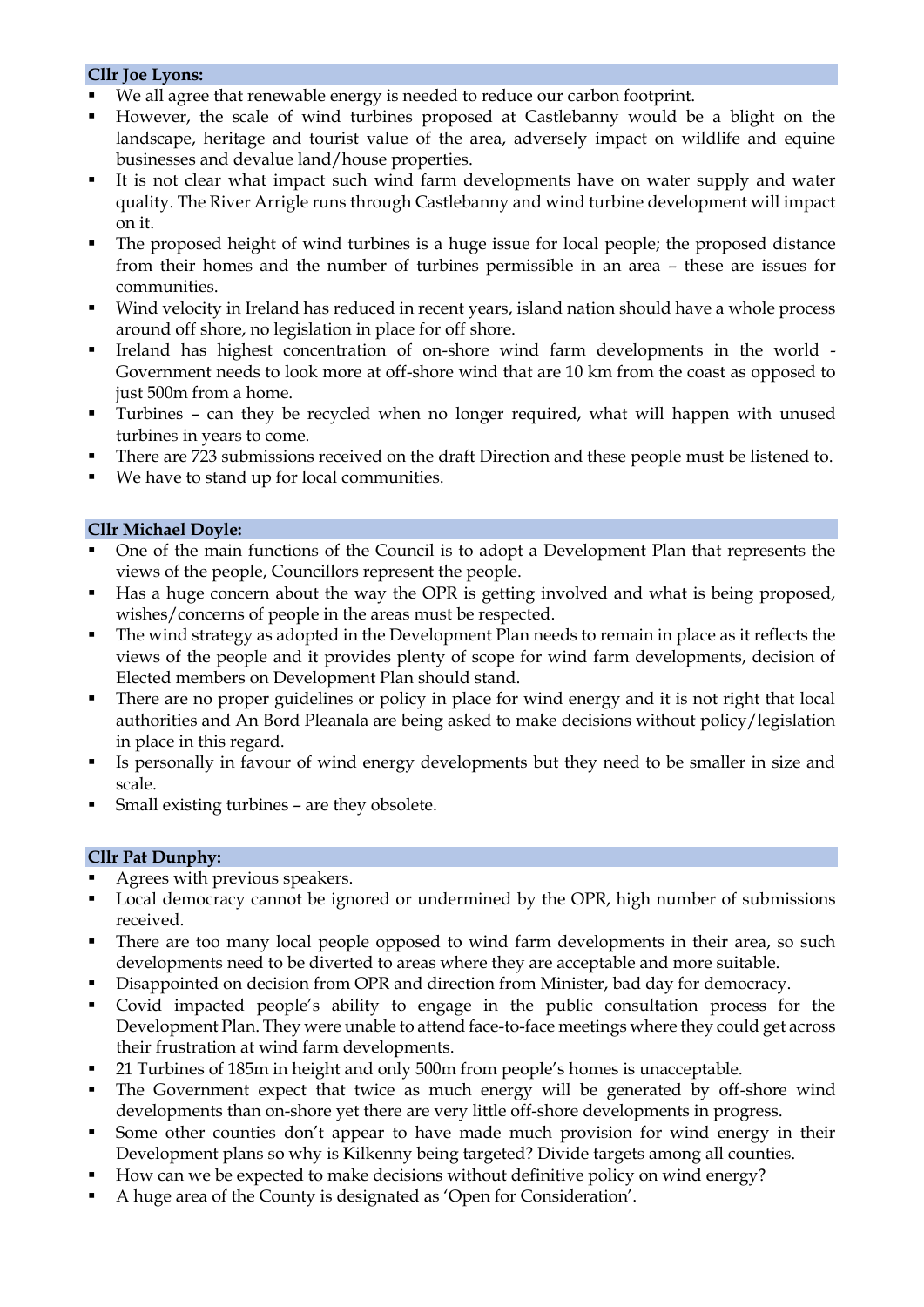**Cllr Joe Lyons:**

- We all agree that renewable energy is needed to reduce our carbon footprint.
- However, the scale of wind turbines proposed at Castlebanny would be a blight on the landscape, heritage and tourist value of the area, adversely impact on wildlife and equine businesses and devalue land/house properties.
- It is not clear what impact such wind farm developments have on water supply and water quality. The River Arrigle runs through Castlebanny and wind turbine development will impact on it.
- The proposed height of wind turbines is a huge issue for local people; the proposed distance from their homes and the number of turbines permissible in an area – these are issues for communities.
- Wind velocity in Ireland has reduced in recent years, island nation should have a whole process around off shore, no legislation in place for off shore.
- Ireland has highest concentration of on-shore wind farm developments in the world - Government needs to look more at off-shore wind that are 10 km from the coast as opposed to just 500m from a home.
- Turbines – can they be recycled when no longer required, what will happen with unused turbines in years to come.
- There are 723 submissions received on the draft Direction and these people must be listened to.
- We have to stand up for local communities.

**Cllr Michael Doyle:**

- One of the main functions of the Council is to adopt a Development Plan that represents the views of the people, Councillors represent the people.
- Has a huge concern about the way the OPR is getting involved and what is being proposed, wishes/concerns of people in the areas must be respected.
- The wind strategy as adopted in the Development Plan needs to remain in place as it reflects the views of the people and it provides plenty of scope for wind farm developments, decision of Elected members on Development Plan should stand.
- There are no proper guidelines or policy in place for wind energy and it is not right that local authorities and An Bord Pleanala are being asked to make decisions without policy/legislation in place in this regard.
- Is personally in favour of wind energy developments but they need to be smaller in size and scale.
- Small existing turbines – are they obsolete.

**Cllr Pat Dunphy:**

- Agrees with previous speakers.
- Local democracy cannot be ignored or undermined by the OPR, high number of submissions received.
- There are too many local people opposed to wind farm developments in their area, so such developments need to be diverted to areas where they are acceptable and more suitable.
- Disappointed on decision from OPR and direction from Minister, bad day for democracy.
- Covid impacted people's ability to engage in the public consultation process for the Development Plan. They were unable to attend face-to-face meetings where they could get across their frustration at wind farm developments.
- 21 Turbines of 185m in height and only 500m from people's homes is unacceptable.
- The Government expect that twice as much energy will be generated by off-shore wind developments than on-shore yet there are very little off-shore developments in progress.
- Some other counties don't appear to have made much provision for wind energy in their Development plans so why is Kilkenny being targeted? Divide targets among all counties.
- How can we be expected to make decisions without definitive policy on wind energy?
- A huge area of the County is designated as 'Open for Consideration'.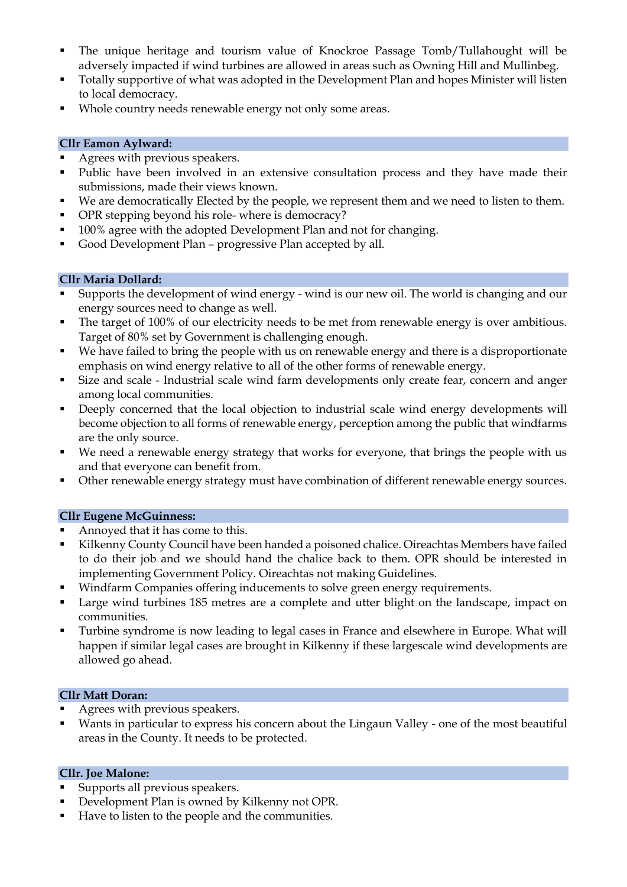- The unique heritage and tourism value of Knockroe Passage Tomb/Tullahought will be adversely impacted if wind turbines are allowed in areas such as Owning Hill and Mullinbeg.
- Totally supportive of what was adopted in the Development Plan and hopes Minister will listen to local democracy.
- Whole country needs renewable energy not only some areas.

**Cllr Eamon Aylward:**

- Agrees with previous speakers.
- Public have been involved in an extensive consultation process and they have made their submissions, made their views known.
- We are democratically Elected by the people, we represent them and we need to listen to them.
- OPR stepping beyond his role- where is democracy?
- 100% agree with the adopted Development Plan and not for changing.
- Good Development Plan – progressive Plan accepted by all.

**Cllr Maria Dollard:**

- Supports the development of wind energy - wind is our new oil. The world is changing and our energy sources need to change as well.
- The target of 100% of our electricity needs to be met from renewable energy is over ambitious. Target of 80% set by Government is challenging enough.
- We have failed to bring the people with us on renewable energy and there is a disproportionate emphasis on wind energy relative to all of the other forms of renewable energy.
- Size and scale - Industrial scale wind farm developments only create fear, concern and anger among local communities.
- Deeply concerned that the local objection to industrial scale wind energy developments will become objection to all forms of renewable energy, perception among the public that windfarms are the only source.
- We need a renewable energy strategy that works for everyone, that brings the people with us and that everyone can benefit from.
- Other renewable energy strategy must have combination of different renewable energy sources.

**Cllr Eugene McGuinness:**

- Annoyed that it has come to this.
- Kilkenny County Council have been handed a poisoned chalice. Oireachtas Members have failed to do their job and we should hand the chalice back to them. OPR should be interested in implementing Government Policy. Oireachtas not making Guidelines.
- Windfarm Companies offering inducements to solve green energy requirements.
- Large wind turbines 185 metres are a complete and utter blight on the landscape, impact on communities.
- Turbine syndrome is now leading to legal cases in France and elsewhere in Europe. What will happen if similar legal cases are brought in Kilkenny if these largescale wind developments are allowed go ahead.

**Cllr Matt Doran:**

- Agrees with previous speakers.
- Wants in particular to express his concern about the Lingaun Valley - one of the most beautiful areas in the County. It needs to be protected.

**Cllr. Joe Malone:**

- Supports all previous speakers.
- Development Plan is owned by Kilkenny not OPR.
- Have to listen to the people and the communities.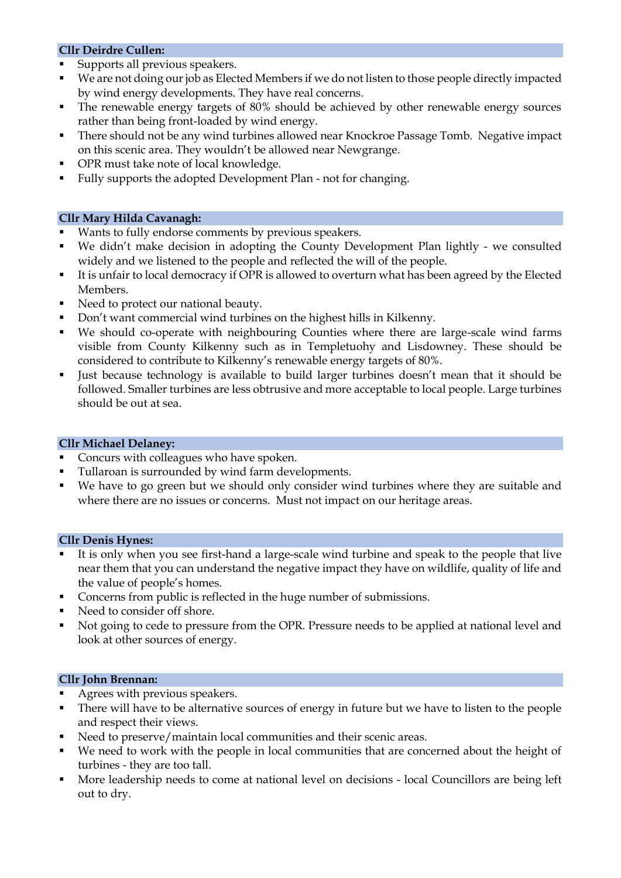**Cllr Deirdre Cullen:**

- Supports all previous speakers.
- We are not doing our job as Elected Members if we do not listen to those people directly impacted by wind energy developments. They have real concerns.
- The renewable energy targets of 80% should be achieved by other renewable energy sources rather than being front-loaded by wind energy.
- There should not be any wind turbines allowed near Knockroe Passage Tomb. Negative impact on this scenic area. They wouldn't be allowed near Newgrange.
- OPR must take note of local knowledge.
- Fully supports the adopted Development Plan - not for changing.

**Cllr Mary Hilda Cavanagh:**

- Wants to fully endorse comments by previous speakers.
- We didn't make decision in adopting the County Development Plan lightly - we consulted widely and we listened to the people and reflected the will of the people.
- It is unfair to local democracy if OPR is allowed to overturn what has been agreed by the Elected Members.
- Need to protect our national beauty.
- Don't want commercial wind turbines on the highest hills in Kilkenny.
- We should co-operate with neighbouring Counties where there are large-scale wind farms visible from County Kilkenny such as in Templetuohy and Lisdowney. These should be considered to contribute to Kilkenny's renewable energy targets of 80%.
- Just because technology is available to build larger turbines doesn't mean that it should be followed. Smaller turbines are less obtrusive and more acceptable to local people. Large turbines should be out at sea.

**Cllr Michael Delaney:**

- Concurs with colleagues who have spoken.
- Tullaroan is surrounded by wind farm developments.
- We have to go green but we should only consider wind turbines where they are suitable and where there are no issues or concerns. Must not impact on our heritage areas.

**Cllr Denis Hynes:**

- It is only when you see first-hand a large-scale wind turbine and speak to the people that live near them that you can understand the negative impact they have on wildlife, quality of life and the value of people's homes.
- Concerns from public is reflected in the huge number of submissions.
- Need to consider off shore.
- Not going to cede to pressure from the OPR. Pressure needs to be applied at national level and look at other sources of energy.

**Cllr John Brennan:**

- Agrees with previous speakers.
- There will have to be alternative sources of energy in future but we have to listen to the people and respect their views.
- Need to preserve/maintain local communities and their scenic areas.
- We need to work with the people in local communities that are concerned about the height of turbines - they are too tall.
- More leadership needs to come at national level on decisions - local Councillors are being left out to dry.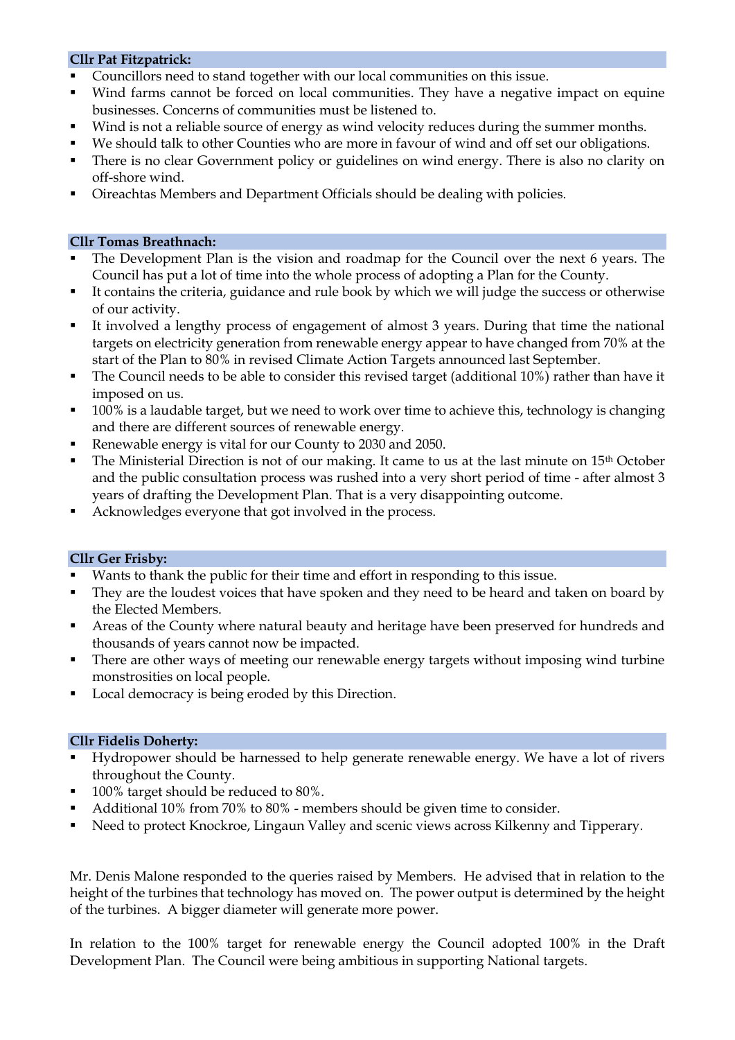**Cllr Pat Fitzpatrick:**

- Councillors need to stand together with our local communities on this issue.
- Wind farms cannot be forced on local communities. They have a negative impact on equine businesses. Concerns of communities must be listened to.
- Wind is not a reliable source of energy as wind velocity reduces during the summer months.
- We should talk to other Counties who are more in favour of wind and off set our obligations.
- There is no clear Government policy or guidelines on wind energy. There is also no clarity on off-shore wind.
- Oireachtas Members and Department Officials should be dealing with policies.

**Cllr Tomas Breathnach:**

- The Development Plan is the vision and roadmap for the Council over the next 6 years. The Council has put a lot of time into the whole process of adopting a Plan for the County.
- It contains the criteria, guidance and rule book by which we will judge the success or otherwise of our activity.
- It involved a lengthy process of engagement of almost 3 years. During that time the national targets on electricity generation from renewable energy appear to have changed from 70% at the start of the Plan to 80% in revised Climate Action Targets announced last September.
- The Council needs to be able to consider this revised target (additional 10%) rather than have it imposed on us.
- 100% is a laudable target, but we need to work over time to achieve this, technology is changing and there are different sources of renewable energy.
- Renewable energy is vital for our County to 2030 and 2050.
- The Ministerial Direction is not of our making. It came to us at the last minute on 15th October and the public consultation process was rushed into a very short period of time - after almost 3 years of drafting the Development Plan. That is a very disappointing outcome.
- Acknowledges everyone that got involved in the process.

**Cllr Ger Frisby:**

- Wants to thank the public for their time and effort in responding to this issue.
- They are the loudest voices that have spoken and they need to be heard and taken on board by the Elected Members.
- Areas of the County where natural beauty and heritage have been preserved for hundreds and thousands of years cannot now be impacted.
- There are other ways of meeting our renewable energy targets without imposing wind turbine monstrosities on local people.
- Local democracy is being eroded by this Direction.

**Cllr Fidelis Doherty:**

- Hydropower should be harnessed to help generate renewable energy. We have a lot of rivers throughout the County.
- 100% target should be reduced to 80%.
- Additional 10% from 70% to 80% - members should be given time to consider.
- Need to protect Knockroe, Lingaun Valley and scenic views across Kilkenny and Tipperary.

Mr. Denis Malone responded to the queries raised by Members. He advised that in relation to the height of the turbines that technology has moved on. The power output is determined by the height of the turbines. A bigger diameter will generate more power.

In relation to the 100% target for renewable energy the Council adopted 100% in the Draft Development Plan. The Council were being ambitious in supporting National targets.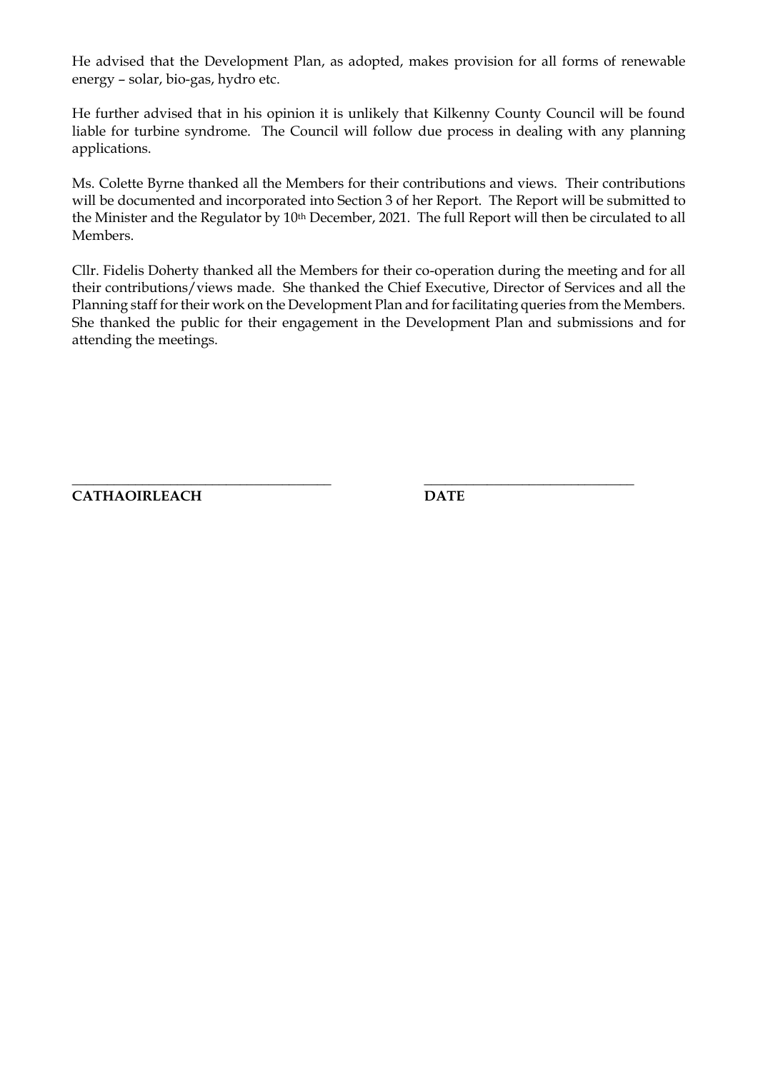He advised that the Development Plan, as adopted, makes provision for all forms of renewable energy – solar, bio-gas, hydro etc.

He further advised that in his opinion it is unlikely that Kilkenny County Council will be found liable for turbine syndrome. The Council will follow due process in dealing with any planning applications.

Ms. Colette Byrne thanked all the Members for their contributions and views. Their contributions will be documented and incorporated into Section 3 of her Report. The Report will be submitted to the Minister and the Regulator by 10th December, 2021. The full Report will then be circulated to all Members.

Cllr. Fidelis Doherty thanked all the Members for their co-operation during the meeting and for all their contributions/views made. She thanked the Chief Executive, Director of Services and all the Planning staff for their work on the Development Plan and for facilitating queries from the Members. She thanked the public for their engagement in the Development Plan and submissions and for attending the meetings.

_______________________________________ _______________________________

**CATHAOIRLEACH** **DATE**